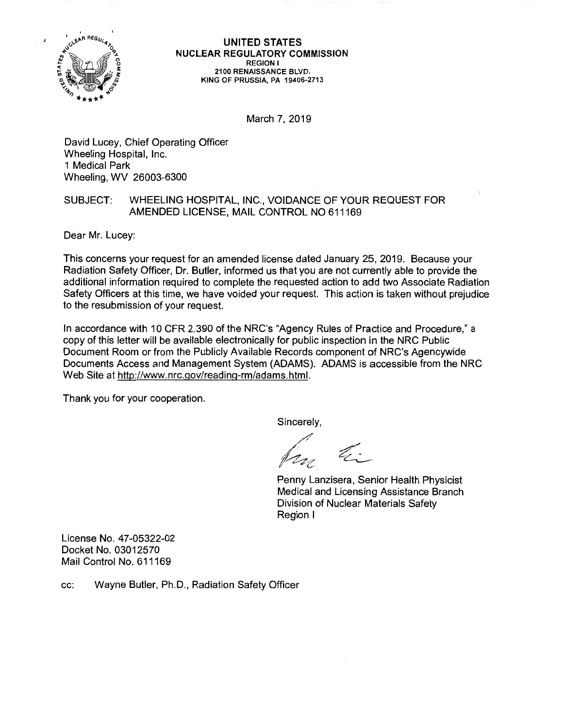**UNITED STATES**
**NUCLEAR REGULATORY COMMISSION**
REGION I
2100 RENAISSANCE BLVD.
KING OF PRUSSIA, PA 19406-2713

March 7, 2019

David Lucey, Chief Operating Officer
Wheeling Hospital, Inc.
1 Medical Park
Wheeling, WV 26003-6300

SUBJECT: WHEELING HOSPITAL, INC., VOIDANCE OF YOUR REQUEST FOR AMENDED LICENSE, MAIL CONTROL NO 611169

Dear Mr. Lucey:

This concerns your request for an amended license dated January 25, 2019. Because your Radiation Safety Officer, Dr. Butler, informed us that you are not currently able to provide the additional information required to complete the requested action to add two Associate Radiation Safety Officers at this time, we have voided your request. This action is taken without prejudice to the resubmission of your request.

In accordance with 10 CFR 2.390 of the NRC's "Agency Rules of Practice and Procedure," a copy of this letter will be available electronically for public inspection in the NRC Public Document Room or from the Publicly Available Records component of NRC's Agencywide Documents Access and Management System (ADAMS). ADAMS is accessible from the NRC Web Site at http://www.nrc.gov/reading-rm/adams.html.

Thank you for your cooperation.

Sincerely,

Penny Lanzisera, Senior Health Physicist
Medical and Licensing Assistance Branch
Division of Nuclear Materials Safety
Region I

License No. 47-05322-02
Docket No. 03012570
Mail Control No. 611169

cc: Wayne Butler, Ph.D., Radiation Safety Officer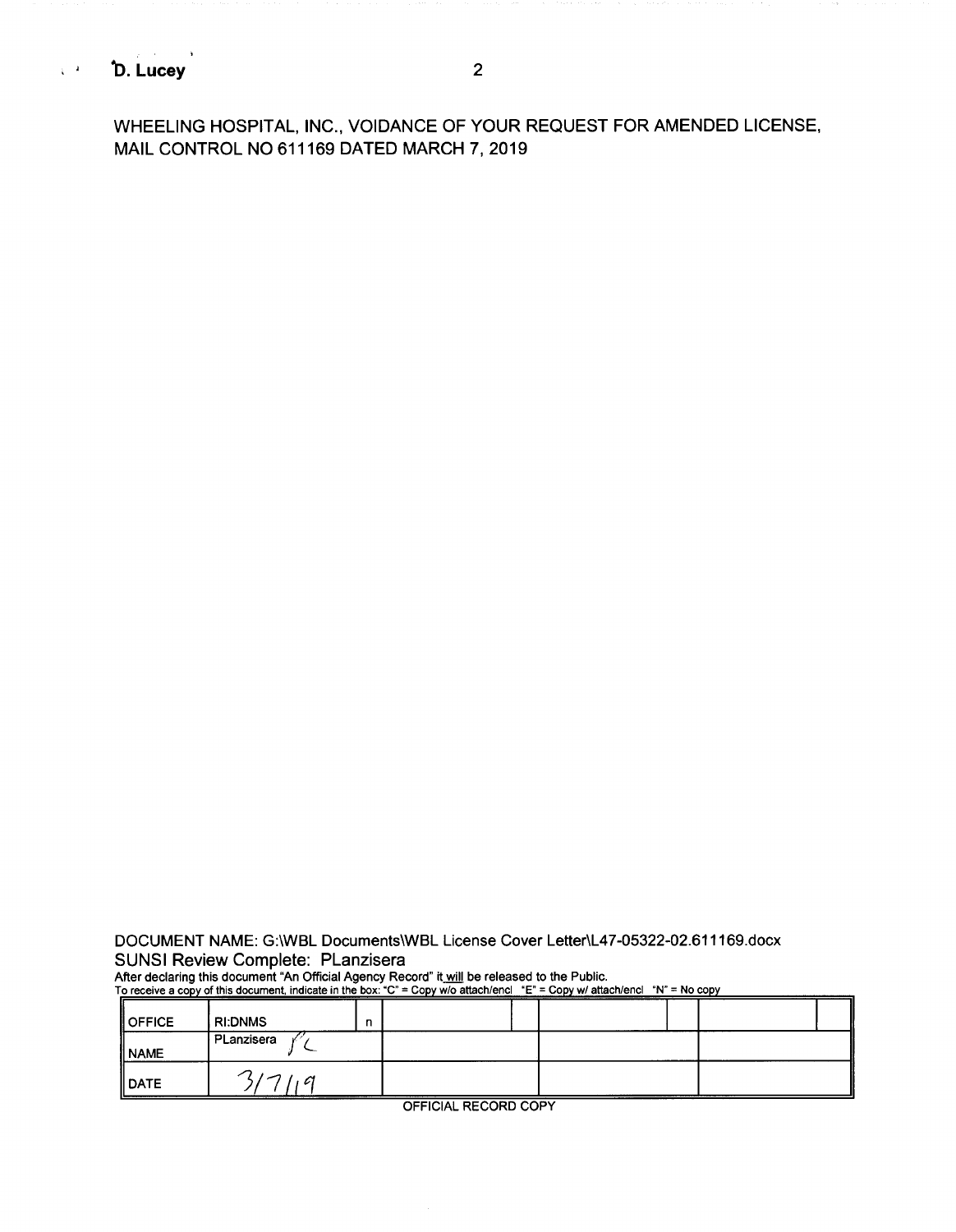WHEELING HOSPITAL, INC., VOIDANCE OF YOUR REQUEST FOR AMENDED LICENSE, MAIL CONTROL NO 611169 DATED MARCH 7, 2019

DOCUMENT NAME: G:\WBL Documents\WBL License Cover Letter\L47-05322-02.611169.docx
SUNSI Review Complete: PLanzisera
After declaring this document "An Official Agency Record" it will be released to the Public.
To receive a copy of this document, indicate in the box: "C" = Copy w/o attach/encl "E" = Copy w/ attach/encl "N" = No copy

| | | | | | | | | |
|---|---|---|---|---|---|---|---|---|
| OFFICE | RI:DNMS | n | | | | | | |
| NAME | PLanzisera PL | | | | | | | |
| DATE | 3/7/19 | | | | | | | |

OFFICIAL RECORD COPY